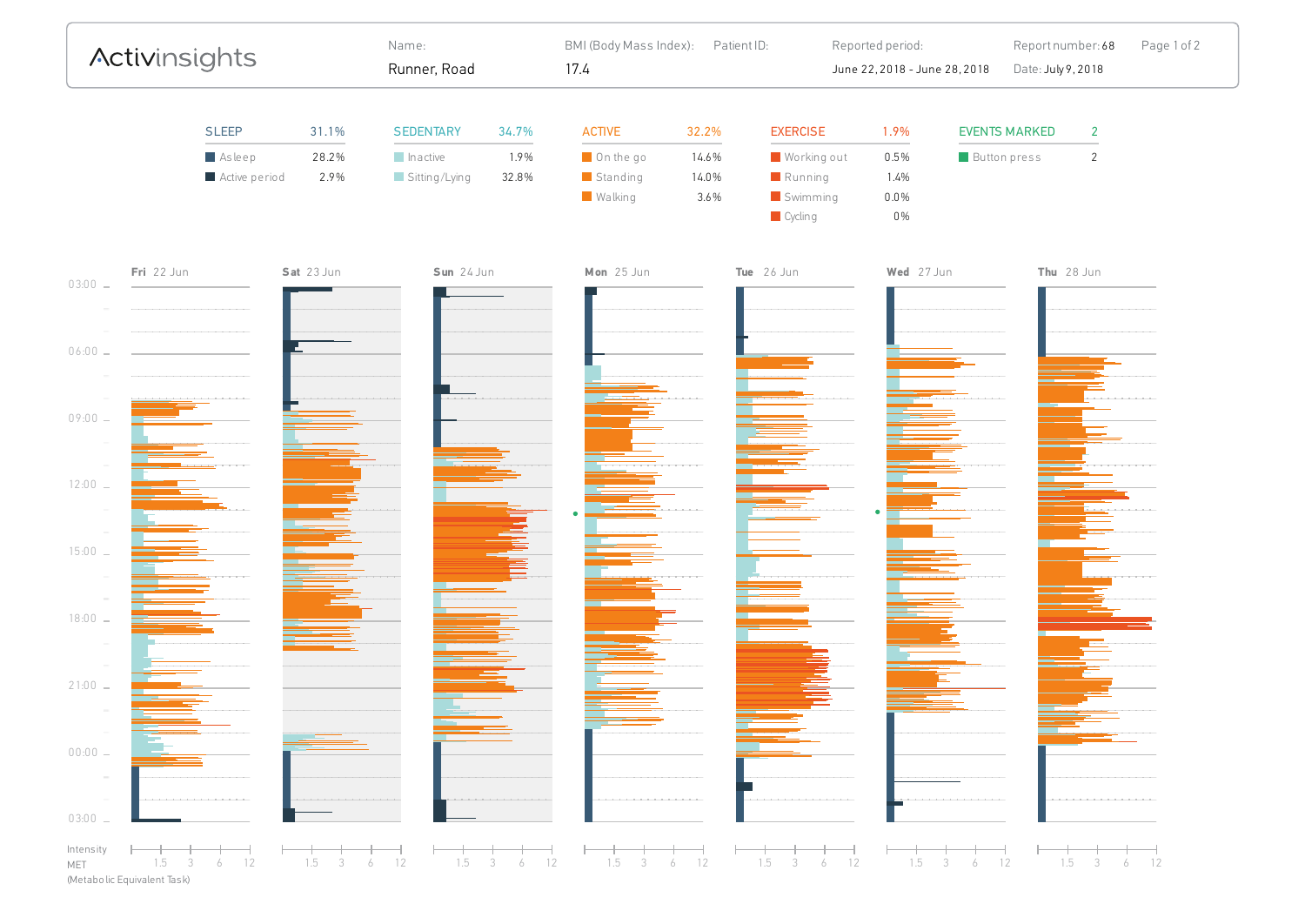Activinsights

| Name: | BMI (Body Mass Index): | Patient ID: | Reported period: | Report number: 68 |
|---|---|---|---|---|
| Runner, Road | 17.4 | | June 22, 2018 - June 28, 2018 | Date: July 9, 2018 |

| SLEEP | 31.1% |
|---|---|
| Asleep | 28.2% |
| Active period | 2.9% |

| SEDENTARY | 34.7% |
|---|---|
| Inactive | 1.9% |
| Sitting/Lying | 32.8% |

| ACTIVE | 32.2% |
|---|---|
| On the go | 14.6% |
| Standing | 14.0% |
| Walking | 3.6% |

| EXERCISE | 1.9% |
|---|---|
| Working out | 0.5% |
| Running | 1.4% |
| Swimming | 0.0% |
| Cycling | 0% |

| EVENTS MARKED | 2 |
|---|---|
| Button press | 2 |

Fri 22 Jun
Sat 23 Jun
Sun 24 Jun
Mon 25 Jun
Tue 26 Jun
Wed 27 Jun
Thu 28 Jun

03:00
06:00
09:00
12:00
15:00
18:00
21:00
00:00
03:00

Intensity
MET
(Metabolic Equivalent Task)

1.5 3 6 12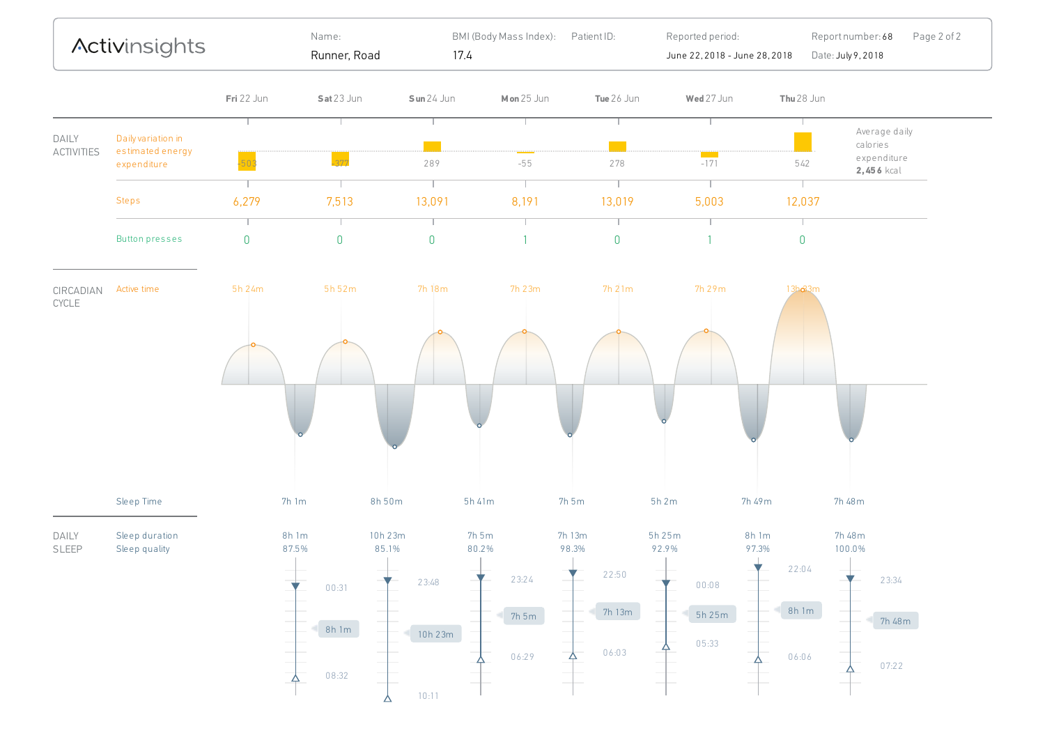Activinsights

Name: Runner, Road

BMI (Body Mass Index): 17.4

Patient ID:

Reported period: June 22, 2018 - June 28, 2018

Report number: 68

Date: July 9, 2018

| | | Fri 22 Jun | Sat 23 Jun | Sun 24 Jun | Mon 25 Jun | Tue 26 Jun | Wed 27 Jun | Thu 28 Jun |
|---|---|---|---|---|---|---|---|---|
| DAILY ACTIVITIES | Daily variation in estimated energy expenditure | -503 | -377 | 289 | -55 | 278 | -171 | 542 |
| | Steps | 6,279 | 7,513 | 13,091 | 8,191 | 13,019 | 5,003 | 12,037 |
| | Button presses | 0 | 0 | 0 | 1 | 0 | 1 | 0 |

Average daily calories expenditure **2,456** kcal

CIRCADIAN CYCLE

Active time

5h 24m
5h 52m
7h 18m
7h 23m
7h 21m
7h 29m
13h 33m

Sleep Time

7h 1m
8h 50m
5h 41m
7h 5m
5h 2m
7h 49m
7h 48m

DAILY SLEEP

| | Fri 22 Jun | Sat 23 Jun | Sun 24 Jun | Mon 25 Jun | Tue 26 Jun | Wed 27 Jun | Thu 28 Jun |
|---|---|---|---|---|---|---|---|
| Sleep duration | 8h 1m | 10h 23m | 7h 5m | 7h 13m | 5h 25m | 8h 1m | 7h 48m |
| Sleep quality | 87.5% | 85.1% | 80.2% | 98.3% | 92.9% | 97.3% | 100.0% |

00:31
8h 1m
08:32

23:48
10h 23m
10:11

23:24
7h 5m
06:29

22:50
7h 13m
06:03

00:08
5h 25m
05:33

22:04
8h 1m
06:06

23:34
7h 48m
07:22